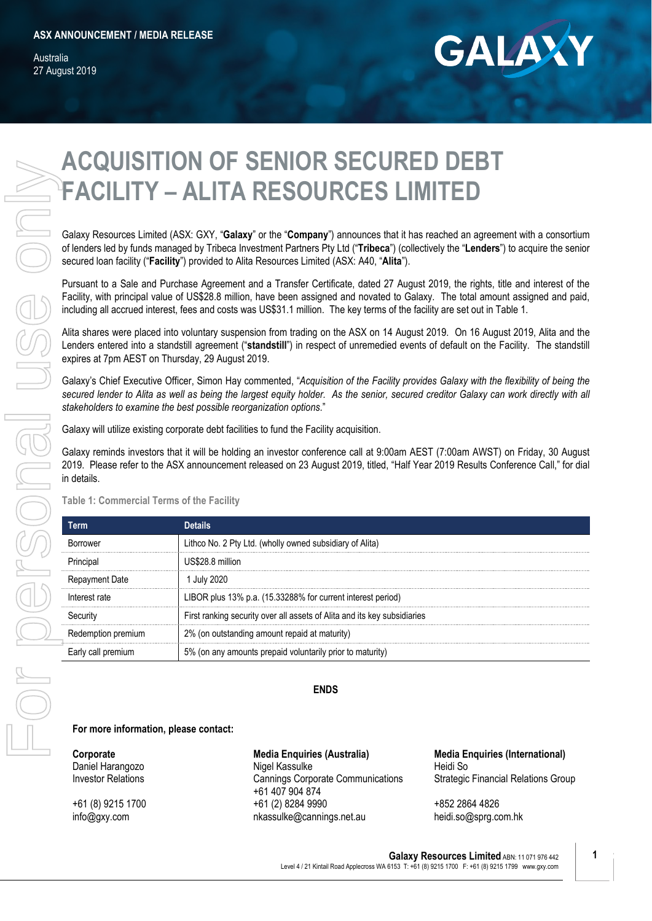**ASX ANNOUNCEMENT / MEDIA RELEASE**

Australia
27 August 2019

# ACQUISITION OF SENIOR SECURED DEBT FACILITY – ALITA RESOURCES LIMITED

Galaxy Resources Limited (ASX: GXY, "**Galaxy**" or the "**Company**") announces that it has reached an agreement with a consortium of lenders led by funds managed by Tribeca Investment Partners Pty Ltd ("**Tribeca**") (collectively the "**Lenders**") to acquire the senior secured loan facility ("**Facility**") provided to Alita Resources Limited (ASX: A40, "**Alita**").

Pursuant to a Sale and Purchase Agreement and a Transfer Certificate, dated 27 August 2019, the rights, title and interest of the Facility, with principal value of US$28.8 million, have been assigned and novated to Galaxy. The total amount assigned and paid, including all accrued interest, fees and costs was US$31.1 million. The key terms of the facility are set out in Table 1.

Alita shares were placed into voluntary suspension from trading on the ASX on 14 August 2019. On 16 August 2019, Alita and the Lenders entered into a standstill agreement ("**standstill**") in respect of unremedied events of default on the Facility. The standstill expires at 7pm AEST on Thursday, 29 August 2019.

Galaxy's Chief Executive Officer, Simon Hay commented, "*Acquisition of the Facility provides Galaxy with the flexibility of being the secured lender to Alita as well as being the largest equity holder. As the senior, secured creditor Galaxy can work directly with all stakeholders to examine the best possible reorganization options.*"

Galaxy will utilize existing corporate debt facilities to fund the Facility acquisition.

Galaxy reminds investors that it will be holding an investor conference call at 9:00am AEST (7:00am AWST) on Friday, 30 August 2019. Please refer to the ASX announcement released on 23 August 2019, titled, "Half Year 2019 Results Conference Call," for dial in details.

**Table 1: Commercial Terms of the Facility**

| Term | Details |
|---|---|
| Borrower | Lithco No. 2 Pty Ltd. (wholly owned subsidiary of Alita) |
| Principal | US$28.8 million |
| Repayment Date | 1 July 2020 |
| Interest rate | LIBOR plus 13% p.a. (15.33288% for current interest period) |
| Security | First ranking security over all assets of Alita and its key subsidiaries |
| Redemption premium | 2% (on outstanding amount repaid at maturity) |
| Early call premium | 5% (on any amounts prepaid voluntarily prior to maturity) |

**ENDS**

**For more information, please contact:**

**Corporate**
Daniel Harangozo
Investor Relations

+61 (8) 9215 1700
info@gxy.com

**Media Enquiries (Australia)**
Nigel Kassulke
Cannings Corporate Communications
+61 407 904 874
+61 (2) 8284 9990
nkassulke@cannings.net.au

**Media Enquiries (International)**
Heidi So
Strategic Financial Relations Group

+852 2864 4826
heidi.so@sprg.com.hk

**Galaxy Resources Limited** ABN: 11 071 976 442
Level 4 / 21 Kintail Road Applecross WA 6153 T: +61 (8) 9215 1700 F: +61 (8) 9215 1799 www.gxy.com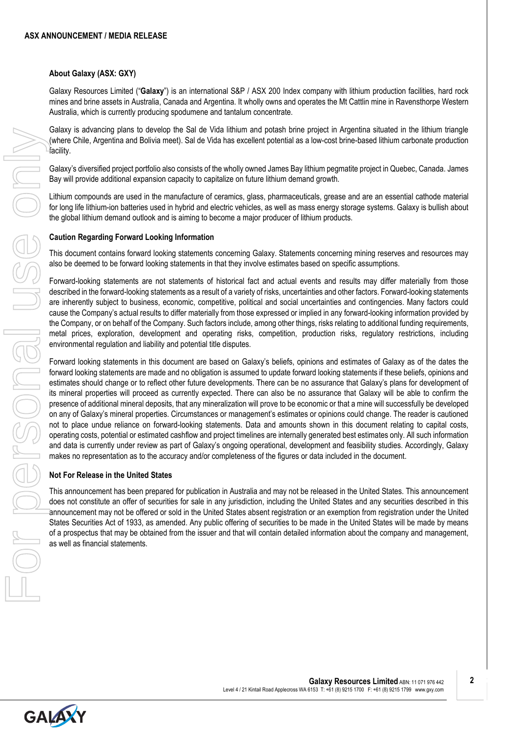## About Galaxy (ASX: GXY)

Galaxy Resources Limited ("**Galaxy**") is an international S&P / ASX 200 Index company with lithium production facilities, hard rock mines and brine assets in Australia, Canada and Argentina. It wholly owns and operates the Mt Cattlin mine in Ravensthorpe Western Australia, which is currently producing spodumene and tantalum concentrate.

Galaxy is advancing plans to develop the Sal de Vida lithium and potash brine project in Argentina situated in the lithium triangle (where Chile, Argentina and Bolivia meet). Sal de Vida has excellent potential as a low-cost brine-based lithium carbonate production facility.

Galaxy's diversified project portfolio also consists of the wholly owned James Bay lithium pegmatite project in Quebec, Canada. James Bay will provide additional expansion capacity to capitalize on future lithium demand growth.

Lithium compounds are used in the manufacture of ceramics, glass, pharmaceuticals, grease and are an essential cathode material for long life lithium-ion batteries used in hybrid and electric vehicles, as well as mass energy storage systems. Galaxy is bullish about the global lithium demand outlook and is aiming to become a major producer of lithium products.

## Caution Regarding Forward Looking Information

This document contains forward looking statements concerning Galaxy. Statements concerning mining reserves and resources may also be deemed to be forward looking statements in that they involve estimates based on specific assumptions.

Forward-looking statements are not statements of historical fact and actual events and results may differ materially from those described in the forward-looking statements as a result of a variety of risks, uncertainties and other factors. Forward-looking statements are inherently subject to business, economic, competitive, political and social uncertainties and contingencies. Many factors could cause the Company's actual results to differ materially from those expressed or implied in any forward-looking information provided by the Company, or on behalf of the Company. Such factors include, among other things, risks relating to additional funding requirements, metal prices, exploration, development and operating risks, competition, production risks, regulatory restrictions, including environmental regulation and liability and potential title disputes.

Forward looking statements in this document are based on Galaxy's beliefs, opinions and estimates of Galaxy as of the dates the forward looking statements are made and no obligation is assumed to update forward looking statements if these beliefs, opinions and estimates should change or to reflect other future developments. There can be no assurance that Galaxy's plans for development of its mineral properties will proceed as currently expected. There can also be no assurance that Galaxy will be able to confirm the presence of additional mineral deposits, that any mineralization will prove to be economic or that a mine will successfully be developed on any of Galaxy's mineral properties. Circumstances or management's estimates or opinions could change. The reader is cautioned not to place undue reliance on forward-looking statements. Data and amounts shown in this document relating to capital costs, operating costs, potential or estimated cashflow and project timelines are internally generated best estimates only. All such information and data is currently under review as part of Galaxy's ongoing operational, development and feasibility studies. Accordingly, Galaxy makes no representation as to the accuracy and/or completeness of the figures or data included in the document.

## Not For Release in the United States

This announcement has been prepared for publication in Australia and may not be released in the United States. This announcement does not constitute an offer of securities for sale in any jurisdiction, including the United States and any securities described in this announcement may not be offered or sold in the United States absent registration or an exemption from registration under the United States Securities Act of 1933, as amended. Any public offering of securities to be made in the United States will be made by means of a prospectus that may be obtained from the issuer and that will contain detailed information about the company and management, as well as financial statements.